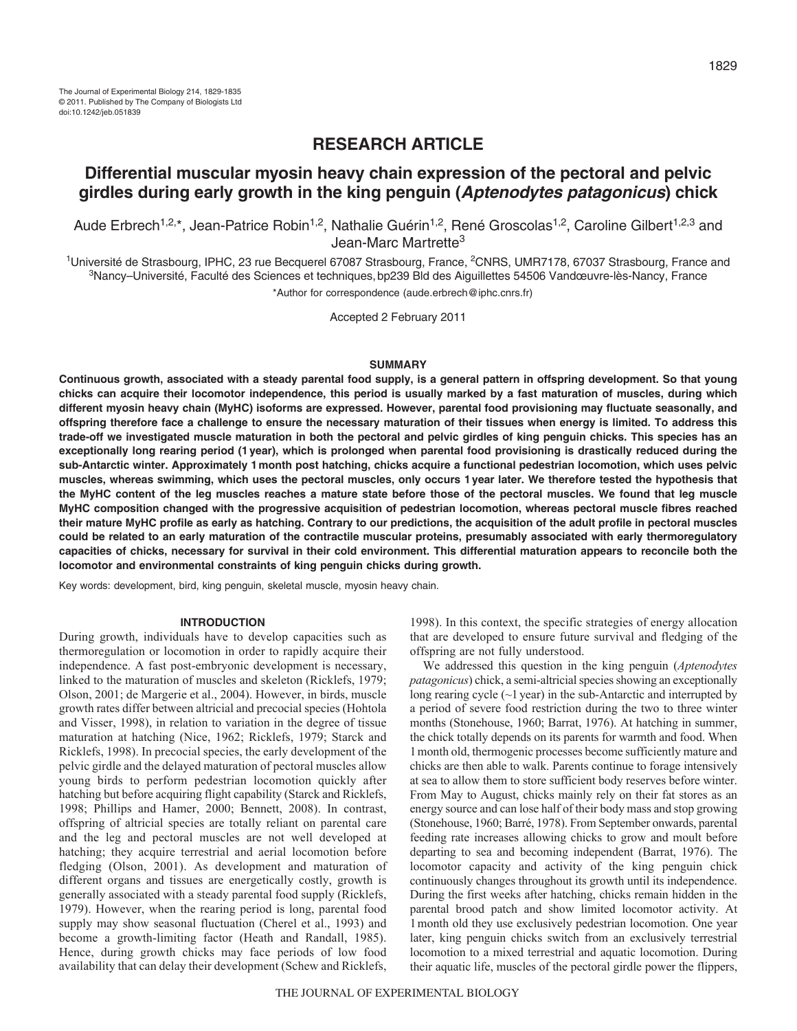# RESEARCH ARTICLE

# Differential muscular myosin heavy chain expression of the pectoral and pelvic girdles during early growth in the king penguin (*Aptenodytes patagonicus*) chick

Aude Erbrech[1,2,*], Jean-Patrice Robin[1,2], Nathalie Guérin[1,2], René Groscolas[1,2], Caroline Gilbert[1,2,3] and Jean-Marc Martrette[3]

[1]Université de Strasbourg, IPHC, 23 rue Becquerel 67087 Strasbourg, France, [2]CNRS, UMR7178, 67037 Strasbourg, France and [3]Nancy–Université, Faculté des Sciences et techniques, bp239 Bld des Aiguillettes 54506 Vandœuvre-lès-Nancy, France

*Author for correspondence (aude.erbrech@iphc.cnrs.fr)

Accepted 2 February 2011

## SUMMARY

**Continuous growth, associated with a steady parental food supply, is a general pattern in offspring development. So that young chicks can acquire their locomotor independence, this period is usually marked by a fast maturation of muscles, during which different myosin heavy chain (MyHC) isoforms are expressed. However, parental food provisioning may fluctuate seasonally, and offspring therefore face a challenge to ensure the necessary maturation of their tissues when energy is limited. To address this trade-off we investigated muscle maturation in both the pectoral and pelvic girdles of king penguin chicks. This species has an exceptionally long rearing period (1 year), which is prolonged when parental food provisioning is drastically reduced during the sub-Antarctic winter. Approximately 1 month post hatching, chicks acquire a functional pedestrian locomotion, which uses pelvic muscles, whereas swimming, which uses the pectoral muscles, only occurs 1 year later. We therefore tested the hypothesis that the MyHC content of the leg muscles reaches a mature state before those of the pectoral muscles. We found that leg muscle MyHC composition changed with the progressive acquisition of pedestrian locomotion, whereas pectoral muscle fibres reached their mature MyHC profile as early as hatching. Contrary to our predictions, the acquisition of the adult profile in pectoral muscles could be related to an early maturation of the contractile muscular proteins, presumably associated with early thermoregulatory capacities of chicks, necessary for survival in their cold environment. This differential maturation appears to reconcile both the locomotor and environmental constraints of king penguin chicks during growth.**

Key words: development, bird, king penguin, skeletal muscle, myosin heavy chain.

## INTRODUCTION

During growth, individuals have to develop capacities such as thermoregulation or locomotion in order to rapidly acquire their independence. A fast post-embryonic development is necessary, linked to the maturation of muscles and skeleton (Ricklefs, 1979; Olson, 2001; de Margerie et al., 2004). However, in birds, muscle growth rates differ between altricial and precocial species (Hohtola and Visser, 1998), in relation to variation in the degree of tissue maturation at hatching (Nice, 1962; Ricklefs, 1979; Starck and Ricklefs, 1998). In precocial species, the early development of the pelvic girdle and the delayed maturation of pectoral muscles allow young birds to perform pedestrian locomotion quickly after hatching but before acquiring flight capability (Starck and Ricklefs, 1998; Phillips and Hamer, 2000; Bennett, 2008). In contrast, offspring of altricial species are totally reliant on parental care and the leg and pectoral muscles are not well developed at hatching; they acquire terrestrial and aerial locomotion before fledging (Olson, 2001). As development and maturation of different organs and tissues are energetically costly, growth is generally associated with a steady parental food supply (Ricklefs, 1979). However, when the rearing period is long, parental food supply may show seasonal fluctuation (Cherel et al., 1993) and become a growth-limiting factor (Heath and Randall, 1985). Hence, during growth chicks may face periods of low food availability that can delay their development (Schew and Ricklefs, 1998). In this context, the specific strategies of energy allocation that are developed to ensure future survival and fledging of the offspring are not fully understood.

We addressed this question in the king penguin (*Aptenodytes patagonicus*) chick, a semi-altricial species showing an exceptionally long rearing cycle (~1 year) in the sub-Antarctic and interrupted by a period of severe food restriction during the two to three winter months (Stonehouse, 1960; Barrat, 1976). At hatching in summer, the chick totally depends on its parents for warmth and food. When 1 month old, thermogenic processes become sufficiently mature and chicks are then able to walk. Parents continue to forage intensively at sea to allow them to store sufficient body reserves before winter. From May to August, chicks mainly rely on their fat stores as an energy source and can lose half of their body mass and stop growing (Stonehouse, 1960; Barré, 1978). From September onwards, parental feeding rate increases allowing chicks to grow and moult before departing to sea and becoming independent (Barrat, 1976). The locomotor capacity and activity of the king penguin chick continuously changes throughout its growth until its independence. During the first weeks after hatching, chicks remain hidden in the parental brood patch and show limited locomotor activity. At 1 month old they use exclusively pedestrian locomotion. One year later, king penguin chicks switch from an exclusively terrestrial locomotion to a mixed terrestrial and aquatic locomotion. During their aquatic life, muscles of the pectoral girdle power the flippers,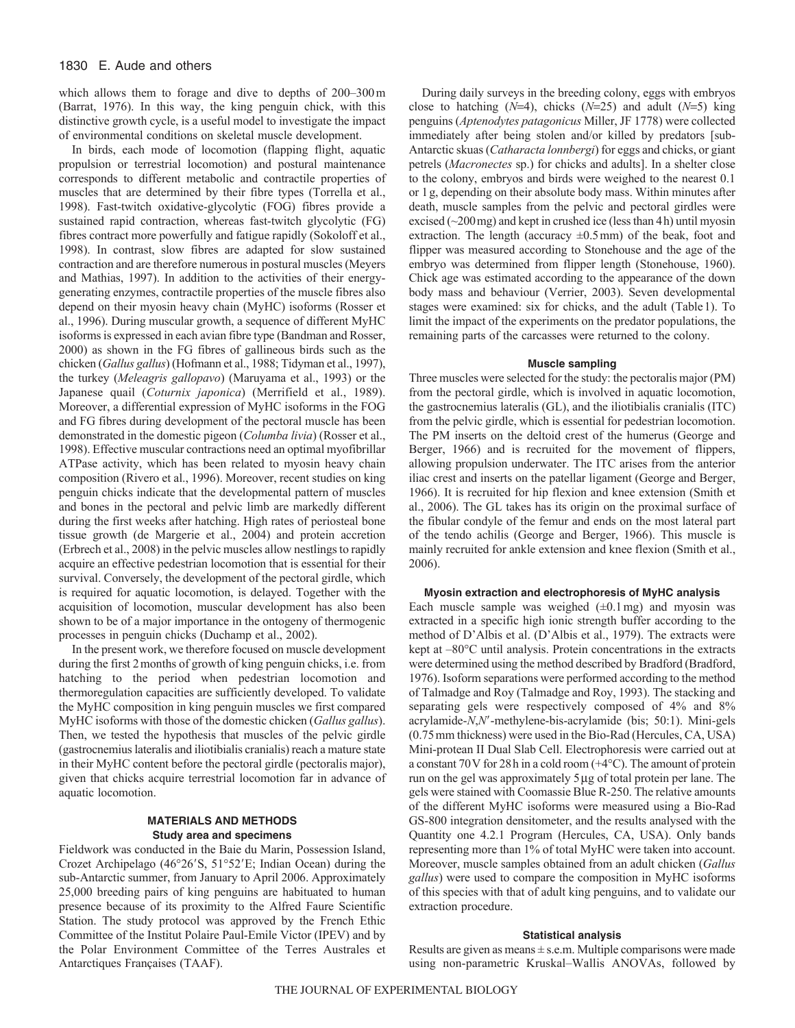which allows them to forage and dive to depths of 200–300 m (Barrat, 1976). In this way, the king penguin chick, with this distinctive growth cycle, is a useful model to investigate the impact of environmental conditions on skeletal muscle development.

In birds, each mode of locomotion (flapping flight, aquatic propulsion or terrestrial locomotion) and postural maintenance corresponds to different metabolic and contractile properties of muscles that are determined by their fibre types (Torrella et al., 1998). Fast-twitch oxidative-glycolytic (FOG) fibres provide a sustained rapid contraction, whereas fast-twitch glycolytic (FG) fibres contract more powerfully and fatigue rapidly (Sokoloff et al., 1998). In contrast, slow fibres are adapted for slow sustained contraction and are therefore numerous in postural muscles (Meyers and Mathias, 1997). In addition to the activities of their energy-generating enzymes, contractile properties of the muscle fibres also depend on their myosin heavy chain (MyHC) isoforms (Rosser et al., 1996). During muscular growth, a sequence of different MyHC isoforms is expressed in each avian fibre type (Bandman and Rosser, 2000) as shown in the FG fibres of gallineous birds such as the chicken (*Gallus gallus*) (Hofmann et al., 1988; Tidyman et al., 1997), the turkey (*Meleagris gallopavo*) (Maruyama et al., 1993) or the Japanese quail (*Coturnix japonica*) (Merrifield et al., 1989). Moreover, a differential expression of MyHC isoforms in the FOG and FG fibres during development of the pectoral muscle has been demonstrated in the domestic pigeon (*Columba livia*) (Rosser et al., 1998). Effective muscular contractions need an optimal myofibrillar ATPase activity, which has been related to myosin heavy chain composition (Rivero et al., 1996). Moreover, recent studies on king penguin chicks indicate that the developmental pattern of muscles and bones in the pectoral and pelvic limb are markedly different during the first weeks after hatching. High rates of periosteal bone tissue growth (de Margerie et al., 2004) and protein accretion (Erbrech et al., 2008) in the pelvic muscles allow nestlings to rapidly acquire an effective pedestrian locomotion that is essential for their survival. Conversely, the development of the pectoral girdle, which is required for aquatic locomotion, is delayed. Together with the acquisition of locomotion, muscular development has also been shown to be of a major importance in the ontogeny of thermogenic processes in penguin chicks (Duchamp et al., 2002).

In the present work, we therefore focused on muscle development during the first 2 months of growth of king penguin chicks, i.e. from hatching to the period when pedestrian locomotion and thermoregulation capacities are sufficiently developed. To validate the MyHC composition in king penguin muscles we first compared MyHC isoforms with those of the domestic chicken (*Gallus gallus*). Then, we tested the hypothesis that muscles of the pelvic girdle (gastrocnemius lateralis and iliotibialis cranialis) reach a mature state in their MyHC content before the pectoral girdle (pectoralis major), given that chicks acquire terrestrial locomotion far in advance of aquatic locomotion.

## MATERIALS AND METHODS

### Study area and specimens

Fieldwork was conducted in the Baie du Marin, Possession Island, Crozet Archipelago (46°26′S, 51°52′E; Indian Ocean) during the sub-Antarctic summer, from January to April 2006. Approximately 25,000 breeding pairs of king penguins are habituated to human presence because of its proximity to the Alfred Faure Scientific Station. The study protocol was approved by the French Ethic Committee of the Institut Polaire Paul-Emile Victor (IPEV) and by the Polar Environment Committee of the Terres Australes et Antarctiques Françaises (TAAF).

During daily surveys in the breeding colony, eggs with embryos close to hatching ($N$=4), chicks ($N$=25) and adult ($N$=5) king penguins (*Aptenodytes patagonicus* Miller, JF 1778) were collected immediately after being stolen and/or killed by predators [sub-Antarctic skuas (*Catharacta lonnbergi*) for eggs and chicks, or giant petrels (*Macronectes* sp.) for chicks and adults]. In a shelter close to the colony, embryos and birds were weighed to the nearest 0.1 or 1 g, depending on their absolute body mass. Within minutes after death, muscle samples from the pelvic and pectoral girdles were excised (~200 mg) and kept in crushed ice (less than 4 h) until myosin extraction. The length (accuracy ±0.5 mm) of the beak, foot and flipper was measured according to Stonehouse and the age of the embryo was determined from flipper length (Stonehouse, 1960). Chick age was estimated according to the appearance of the down body mass and behaviour (Verrier, 2003). Seven developmental stages were examined: six for chicks, and the adult (Table 1). To limit the impact of the experiments on the predator populations, the remaining parts of the carcasses were returned to the colony.

### Muscle sampling

Three muscles were selected for the study: the pectoralis major (PM) from the pectoral girdle, which is involved in aquatic locomotion, the gastrocnemius lateralis (GL), and the iliotibialis cranialis (ITC) from the pelvic girdle, which is essential for pedestrian locomotion. The PM inserts on the deltoid crest of the humerus (George and Berger, 1966) and is recruited for the movement of flippers, allowing propulsion underwater. The ITC arises from the anterior iliac crest and inserts on the patellar ligament (George and Berger, 1966). It is recruited for hip flexion and knee extension (Smith et al., 2006). The GL takes has its origin on the proximal surface of the fibular condyle of the femur and ends on the most lateral part of the tendo achilis (George and Berger, 1966). This muscle is mainly recruited for ankle extension and knee flexion (Smith et al., 2006).

### Myosin extraction and electrophoresis of MyHC analysis

Each muscle sample was weighed (±0.1 mg) and myosin was extracted in a specific high ionic strength buffer according to the method of D'Albis et al. (D'Albis et al., 1979). The extracts were kept at –80°C until analysis. Protein concentrations in the extracts were determined using the method described by Bradford (Bradford, 1976). Isoform separations were performed according to the method of Talmadge and Roy (Talmadge and Roy, 1993). The stacking and separating gels were respectively composed of 4% and 8% acrylamide-*N*,*N*′-methylene-bis-acrylamide (bis; 50:1). Mini-gels (0.75 mm thickness) were used in the Bio-Rad (Hercules, CA, USA) Mini-protean II Dual Slab Cell. Electrophoresis were carried out at a constant 70 V for 28 h in a cold room (+4°C). The amount of protein run on the gel was approximately 5 μg of total protein per lane. The gels were stained with Coomassie Blue R-250. The relative amounts of the different MyHC isoforms were measured using a Bio-Rad GS-800 integration densitometer, and the results analysed with the Quantity one 4.2.1 Program (Hercules, CA, USA). Only bands representing more than 1% of total MyHC were taken into account. Moreover, muscle samples obtained from an adult chicken (*Gallus gallus*) were used to compare the composition in MyHC isoforms of this species with that of adult king penguins, and to validate our extraction procedure.

### Statistical analysis

Results are given as means ± s.e.m. Multiple comparisons were made using non-parametric Kruskal–Wallis ANOVAs, followed by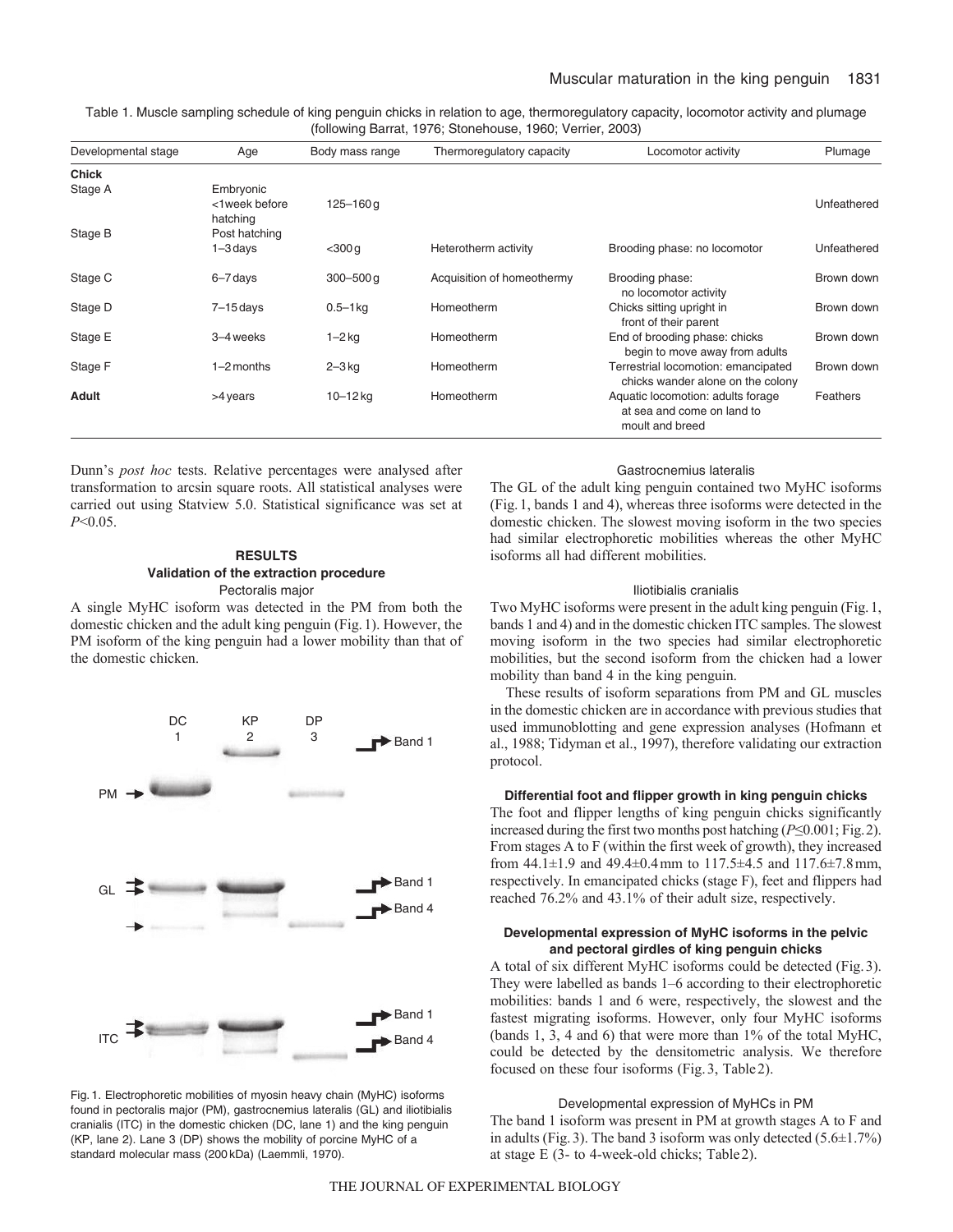Table 1. Muscle sampling schedule of king penguin chicks in relation to age, thermoregulatory capacity, locomotor activity and plumage (following Barrat, 1976; Stonehouse, 1960; Verrier, 2003)

| Developmental stage | Age | Body mass range | Thermoregulatory capacity | Locomotor activity | Plumage |
|---|---|---|---|---|---|
| **Chick** | | | | | |
| Stage A | Embryonic <1week before hatching | 125–160 g | | | Unfeathered |
| Stage B | Post hatching 1–3 days | <300 g | Heterotherm activity | Brooding phase: no locomotor | Unfeathered |
| Stage C | 6–7 days | 300–500 g | Acquisition of homeothermy | Brooding phase: no locomotor activity | Brown down |
| Stage D | 7–15 days | 0.5–1 kg | Homeotherm | Chicks sitting upright in front of their parent | Brown down |
| Stage E | 3–4 weeks | 1–2 kg | Homeotherm | End of brooding phase: chicks begin to move away from adults | Brown down |
| Stage F | 1–2 months | 2–3 kg | Homeotherm | Terrestrial locomotion: emancipated chicks wander alone on the colony | Brown down |
| **Adult** | >4 years | 10–12 kg | Homeotherm | Aquatic locomotion: adults forage at sea and come on land to moult and breed | Feathers |

Dunn's *post hoc* tests. Relative percentages were analysed after transformation to arcsin square roots. All statistical analyses were carried out using Statview 5.0. Statistical significance was set at $P<0.05$.

## RESULTS

### Validation of the extraction procedure

#### Pectoralis major

A single MyHC isoform was detected in the PM from both the domestic chicken and the adult king penguin (Fig. 1). However, the PM isoform of the king penguin had a lower mobility than that of the domestic chicken.

Fig. 1. Electrophoretic mobilities of myosin heavy chain (MyHC) isoforms found in pectoralis major (PM), gastrocnemius lateralis (GL) and iliotibialis cranialis (ITC) in the domestic chicken (DC, lane 1) and the king penguin (KP, lane 2). Lane 3 (DP) shows the mobility of porcine MyHC of a standard molecular mass (200 kDa) (Laemmli, 1970).

#### Gastrocnemius lateralis

The GL of the adult king penguin contained two MyHC isoforms (Fig. 1, bands 1 and 4), whereas three isoforms were detected in the domestic chicken. The slowest moving isoform in the two species had similar electrophoretic mobilities whereas the other MyHC isoforms all had different mobilities.

#### Iliotibialis cranialis

Two MyHC isoforms were present in the adult king penguin (Fig. 1, bands 1 and 4) and in the domestic chicken ITC samples. The slowest moving isoform in the two species had similar electrophoretic mobilities, but the second isoform from the chicken had a lower mobility than band 4 in the king penguin.

These results of isoform separations from PM and GL muscles in the domestic chicken are in accordance with previous studies that used immunoblotting and gene expression analyses (Hofmann et al., 1988; Tidyman et al., 1997), therefore validating our extraction protocol.

### Differential foot and flipper growth in king penguin chicks

The foot and flipper lengths of king penguin chicks significantly increased during the first two months post hatching ($P\leq0.001$; Fig. 2). From stages A to F (within the first week of growth), they increased from 44.1±1.9 and 49.4±0.4 mm to 117.5±4.5 and 117.6±7.8 mm, respectively. In emancipated chicks (stage F), feet and flippers had reached 76.2% and 43.1% of their adult size, respectively.

### Developmental expression of MyHC isoforms in the pelvic and pectoral girdles of king penguin chicks

A total of six different MyHC isoforms could be detected (Fig. 3). They were labelled as bands 1–6 according to their electrophoretic mobilities: bands 1 and 6 were, respectively, the slowest and the fastest migrating isoforms. However, only four MyHC isoforms (bands 1, 3, 4 and 6) that were more than 1% of the total MyHC, could be detected by the densitometric analysis. We therefore focused on these four isoforms (Fig. 3, Table 2).

#### Developmental expression of MyHCs in PM

The band 1 isoform was present in PM at growth stages A to F and in adults (Fig. 3). The band 3 isoform was only detected (5.6±1.7%) at stage E (3- to 4-week-old chicks; Table 2).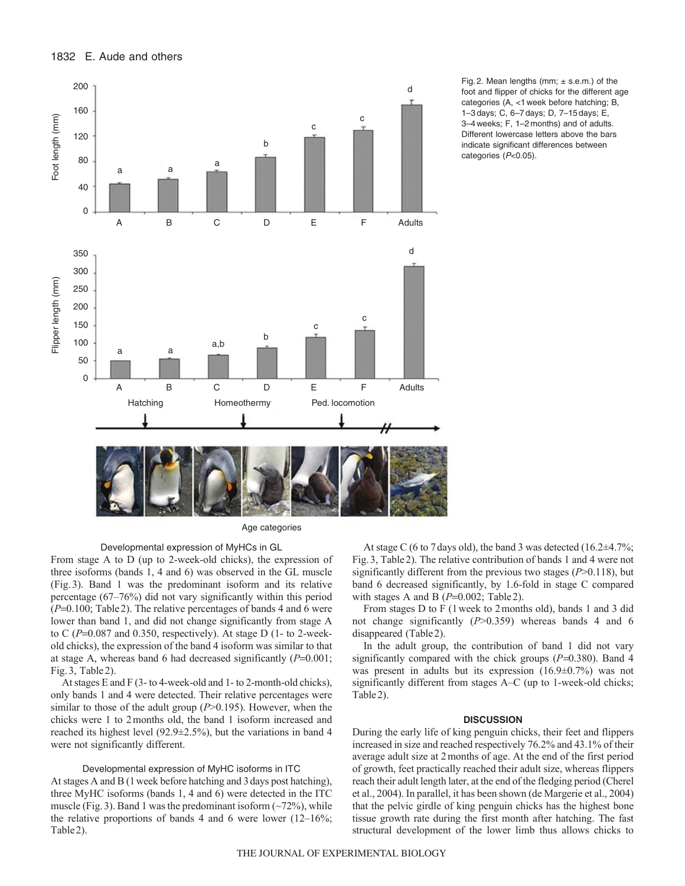Fig. 2. Mean lengths (mm; ± s.e.m.) of the foot and flipper of chicks for the different age categories (A, <1 week before hatching; B, 1–3 days; C, 6–7 days; D, 7–15 days; E, 3–4 weeks; F, 1–2 months) and of adults. Different lowercase letters above the bars indicate significant differences between categories ($P$<0.05).

### Developmental expression of MyHCs in GL

From stage A to D (up to 2-week-old chicks), the expression of three isoforms (bands 1, 4 and 6) was observed in the GL muscle (Fig. 3). Band 1 was the predominant isoform and its relative percentage (67–76%) did not vary significantly within this period ($P$=0.100; Table 2). The relative percentages of bands 4 and 6 were lower than band 1, and did not change significantly from stage A to C ($P$=0.087 and 0.350, respectively). At stage D (1- to 2-week-old chicks), the expression of the band 4 isoform was similar to that at stage A, whereas band 6 had decreased significantly ($P$=0.001; Fig. 3, Table 2).

At stages E and F (3- to 4-week-old and 1- to 2-month-old chicks), only bands 1 and 4 were detected. Their relative percentages were similar to those of the adult group ($P$>0.195). However, when the chicks were 1 to 2 months old, the band 1 isoform increased and reached its highest level (92.9±2.5%), but the variations in band 4 were not significantly different.

### Developmental expression of MyHC isoforms in ITC

At stages A and B (1 week before hatching and 3 days post hatching), three MyHC isoforms (bands 1, 4 and 6) were detected in the ITC muscle (Fig. 3). Band 1 was the predominant isoform (~72%), while the relative proportions of bands 4 and 6 were lower (12–16%; Table 2).

At stage C (6 to 7 days old), the band 3 was detected (16.2±4.7%; Fig. 3, Table 2). The relative contribution of bands 1 and 4 were not significantly different from the previous two stages ($P$>0.118), but band 6 decreased significantly, by 1.6-fold in stage C compared with stages A and B ($P$=0.002; Table 2).

From stages D to F (1 week to 2 months old), bands 1 and 3 did not change significantly ($P$>0.359) whereas bands 4 and 6 disappeared (Table 2).

In the adult group, the contribution of band 1 did not vary significantly compared with the chick groups ($P$=0.380). Band 4 was present in adults but its expression (16.9±0.7%) was not significantly different from stages A–C (up to 1-week-old chicks; Table 2).

## DISCUSSION

During the early life of king penguin chicks, their feet and flippers increased in size and reached respectively 76.2% and 43.1% of their average adult size at 2 months of age. At the end of the first period of growth, feet practically reached their adult size, whereas flippers reach their adult length later, at the end of the fledging period (Cherel et al., 2004). In parallel, it has been shown (de Margerie et al., 2004) that the pelvic girdle of king penguin chicks has the highest bone tissue growth rate during the first month after hatching. The fast structural development of the lower limb thus allows chicks to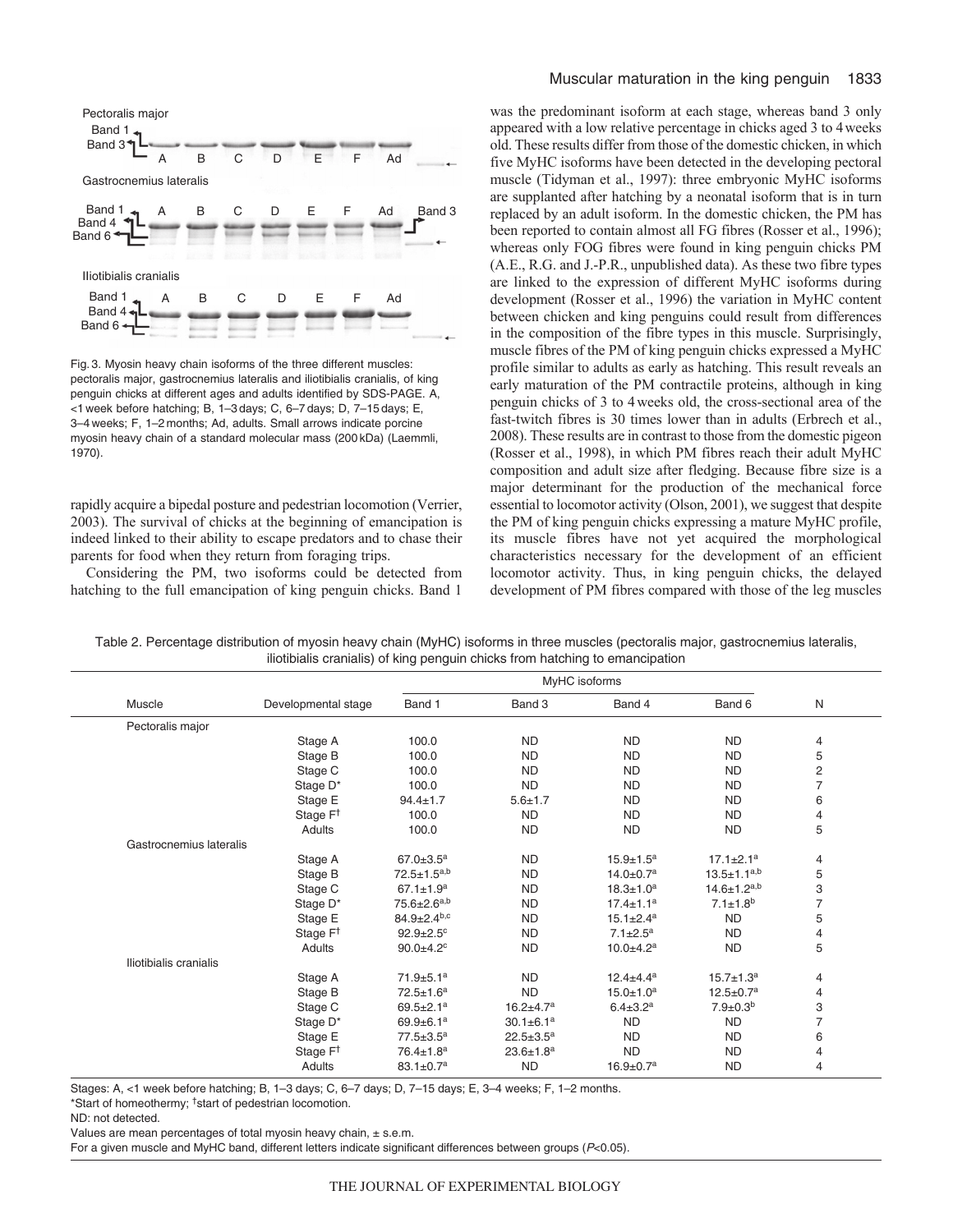Pectoralis major

Band 1
Band 3

A B C D E F Ad

Gastrocnemius lateralis

Band 1 A B C D E F Ad Band 3
Band 4
Band 6

Iliotibialis cranialis

Band 1 A B C D E F Ad
Band 4
Band 6

Fig. 3. Myosin heavy chain isoforms of the three different muscles: pectoralis major, gastrocnemius lateralis and iliotibialis cranialis, of king penguin chicks at different ages and adults identified by SDS-PAGE. A, <1 week before hatching; B, 1–3 days; C, 6–7 days; D, 7–15 days; E, 3–4 weeks; F, 1–2 months; Ad, adults. Small arrows indicate porcine myosin heavy chain of a standard molecular mass (200 kDa) (Laemmli, 1970).

rapidly acquire a bipedal posture and pedestrian locomotion (Verrier, 2003). The survival of chicks at the beginning of emancipation is indeed linked to their ability to escape predators and to chase their parents for food when they return from foraging trips.

Considering the PM, two isoforms could be detected from hatching to the full emancipation of king penguin chicks. Band 1 was the predominant isoform at each stage, whereas band 3 only appeared with a low relative percentage in chicks aged 3 to 4 weeks old. These results differ from those of the domestic chicken, in which five MyHC isoforms have been detected in the developing pectoral muscle (Tidyman et al., 1997): three embryonic MyHC isoforms are supplanted after hatching by a neonatal isoform that is in turn replaced by an adult isoform. In the domestic chicken, the PM has been reported to contain almost all FG fibres (Rosser et al., 1996); whereas only FOG fibres were found in king penguin chicks PM (A.E., R.G. and J.-P.R., unpublished data). As these two fibre types are linked to the expression of different MyHC isoforms during development (Rosser et al., 1996) the variation in MyHC content between chicken and king penguins could result from differences in the composition of the fibre types in this muscle. Surprisingly, muscle fibres of the PM of king penguin chicks expressed a MyHC profile similar to adults as early as hatching. This result reveals an early maturation of the PM contractile proteins, although in king penguin chicks of 3 to 4 weeks old, the cross-sectional area of the fast-twitch fibres is 30 times lower than in adults (Erbrech et al., 2008). These results are in contrast to those from the domestic pigeon (Rosser et al., 1998), in which PM fibres reach their adult MyHC composition and adult size after fledging. Because fibre size is a major determinant for the production of the mechanical force essential to locomotor activity (Olson, 2001), we suggest that despite the PM of king penguin chicks expressing a mature MyHC profile, its muscle fibres have not yet acquired the morphological characteristics necessary for the development of an efficient locomotor activity. Thus, in king penguin chicks, the delayed development of PM fibres compared with those of the leg muscles

Table 2. Percentage distribution of myosin heavy chain (MyHC) isoforms in three muscles (pectoralis major, gastrocnemius lateralis, iliotibialis cranialis) of king penguin chicks from hatching to emancipation

| Muscle | Developmental stage | MyHC isoforms | | | | N |
|---|---|---|---|---|---|---|
| | | Band 1 | Band 3 | Band 4 | Band 6 | |
| Pectoralis major | | | | | | |
| | Stage A | 100.0 | ND | ND | ND | 4 |
| | Stage B | 100.0 | ND | ND | ND | 5 |
| | Stage C | 100.0 | ND | ND | ND | 2 |
| | Stage D* | 100.0 | ND | ND | ND | 7 |
| | Stage E | 94.4±1.7 | 5.6±1.7 | ND | ND | 6 |
| | Stage F† | 100.0 | ND | ND | ND | 4 |
| | Adults | 100.0 | ND | ND | ND | 5 |
| Gastrocnemius lateralis | | | | | | |
| | Stage A | 67.0±3.5[a] | ND | 15.9±1.5[a] | 17.1±2.1[a] | 4 |
| | Stage B | 72.5±1.5[a,b] | ND | 14.0±0.7[a] | 13.5±1.1[a,b] | 5 |
| | Stage C | 67.1±1.9[a] | ND | 18.3±1.0[a] | 14.6±1.2[a,b] | 3 |
| | Stage D* | 75.6±2.6[a,b] | ND | 17.4±1.1[a] | 7.1±1.8[b] | 7 |
| | Stage E | 84.9±2.4[b,c] | ND | 15.1±2.4[a] | ND | 5 |
| | Stage F† | 92.9±2.5[c] | ND | 7.1±2.5[a] | ND | 4 |
| | Adults | 90.0±4.2[c] | ND | 10.0±4.2[a] | ND | 5 |
| Iliotibialis cranialis | | | | | | |
| | Stage A | 71.9±5.1[a] | ND | 12.4±4.4[a] | 15.7±1.3[a] | 4 |
| | Stage B | 72.5±1.6[a] | ND | 15.0±1.0[a] | 12.5±0.7[a] | 4 |
| | Stage C | 69.5±2.1[a] | 16.2±4.7[a] | 6.4±3.2[a] | 7.9±0.3[b] | 3 |
| | Stage D* | 69.9±6.1[a] | 30.1±6.1[a] | ND | ND | 7 |
| | Stage E | 77.5±3.5[a] | 22.5±3.5[a] | ND | ND | 6 |
| | Stage F† | 76.4±1.8[a] | 23.6±1.8[a] | ND | ND | 4 |
| | Adults | 83.1±0.7[a] | ND | 16.9±0.7[a] | ND | 4 |

Stages: A, <1 week before hatching; B, 1–3 days; C, 6–7 days; D, 7–15 days; E, 3–4 weeks; F, 1–2 months.

*Start of homeothermy; †start of pedestrian locomotion.

ND: not detected.

Values are mean percentages of total myosin heavy chain, ± s.e.m.

For a given muscle and MyHC band, different letters indicate significant differences between groups ($P<0.05$).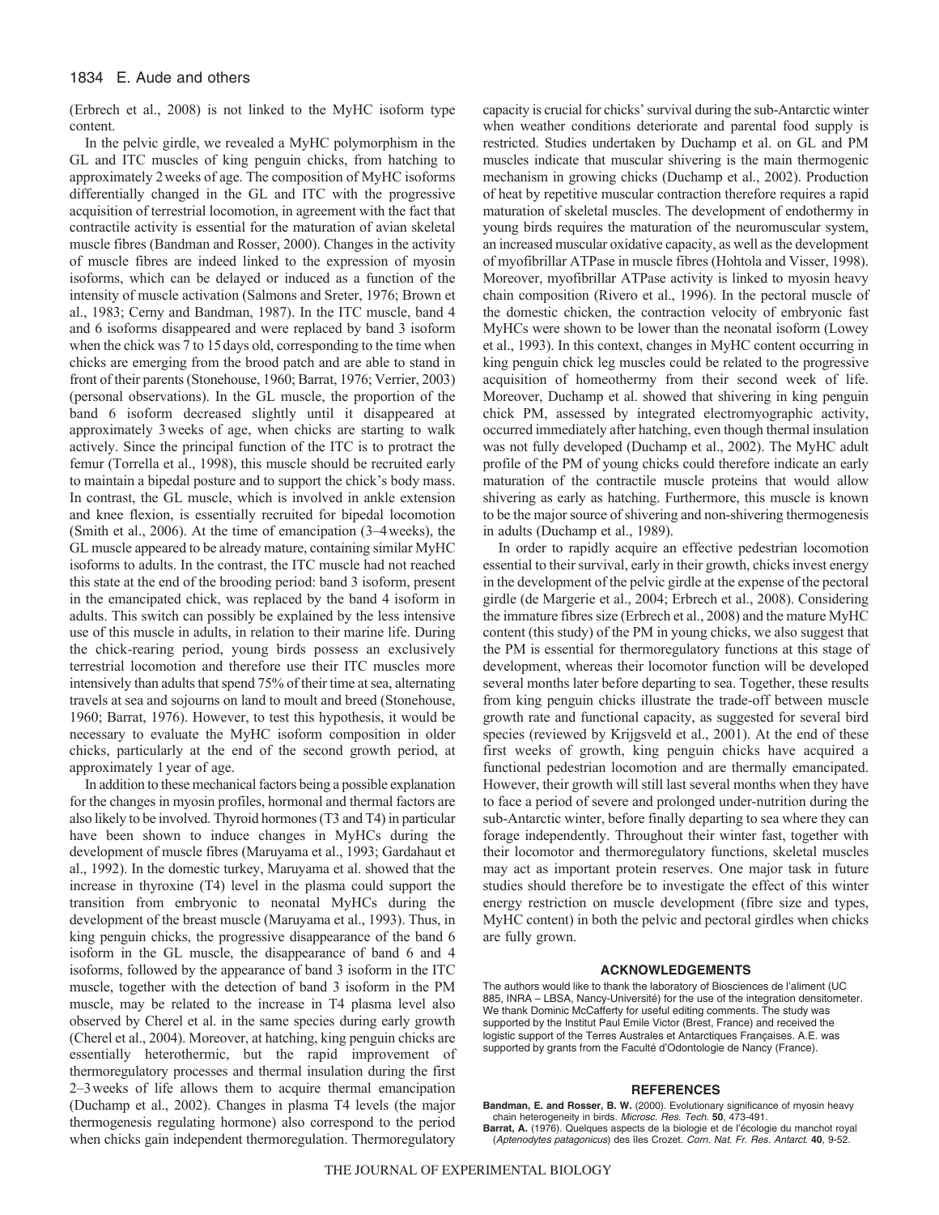(Erbrech et al., 2008) is not linked to the MyHC isoform type content.

In the pelvic girdle, we revealed a MyHC polymorphism in the GL and ITC muscles of king penguin chicks, from hatching to approximately 2 weeks of age. The composition of MyHC isoforms differentially changed in the GL and ITC with the progressive acquisition of terrestrial locomotion, in agreement with the fact that contractile activity is essential for the maturation of avian skeletal muscle fibres (Bandman and Rosser, 2000). Changes in the activity of muscle fibres are indeed linked to the expression of myosin isoforms, which can be delayed or induced as a function of the intensity of muscle activation (Salmons and Sreter, 1976; Brown et al., 1983; Cerny and Bandman, 1987). In the ITC muscle, band 4 and 6 isoforms disappeared and were replaced by band 3 isoform when the chick was 7 to 15 days old, corresponding to the time when chicks are emerging from the brood patch and are able to stand in front of their parents (Stonehouse, 1960; Barrat, 1976; Verrier, 2003) (personal observations). In the GL muscle, the proportion of the band 6 isoform decreased slightly until it disappeared at approximately 3 weeks of age, when chicks are starting to walk actively. Since the principal function of the ITC is to protract the femur (Torrella et al., 1998), this muscle should be recruited early to maintain a bipedal posture and to support the chick's body mass. In contrast, the GL muscle, which is involved in ankle extension and knee flexion, is essentially recruited for bipedal locomotion (Smith et al., 2006). At the time of emancipation (3–4 weeks), the GL muscle appeared to be already mature, containing similar MyHC isoforms to adults. In the contrast, the ITC muscle had not reached this state at the end of the brooding period: band 3 isoform, present in the emancipated chick, was replaced by the band 4 isoform in adults. This switch can possibly be explained by the less intensive use of this muscle in adults, in relation to their marine life. During the chick-rearing period, young birds possess an exclusively terrestrial locomotion and therefore use their ITC muscles more intensively than adults that spend 75% of their time at sea, alternating travels at sea and sojourns on land to moult and breed (Stonehouse, 1960; Barrat, 1976). However, to test this hypothesis, it would be necessary to evaluate the MyHC isoform composition in older chicks, particularly at the end of the second growth period, at approximately 1 year of age.

In addition to these mechanical factors being a possible explanation for the changes in myosin profiles, hormonal and thermal factors are also likely to be involved. Thyroid hormones (T3 and T4) in particular have been shown to induce changes in MyHCs during the development of muscle fibres (Maruyama et al., 1993; Gardahaut et al., 1992). In the domestic turkey, Maruyama et al. showed that the increase in thyroxine (T4) level in the plasma could support the transition from embryonic to neonatal MyHCs during the development of the breast muscle (Maruyama et al., 1993). Thus, in king penguin chicks, the progressive disappearance of the band 6 isoform in the GL muscle, the disappearance of band 6 and 4 isoforms, followed by the appearance of band 3 isoform in the ITC muscle, together with the detection of band 3 isoform in the PM muscle, may be related to the increase in T4 plasma level also observed by Cherel et al. in the same species during early growth (Cherel et al., 2004). Moreover, at hatching, king penguin chicks are essentially heterothermic, but the rapid improvement of thermoregulatory processes and thermal insulation during the first 2–3 weeks of life allows them to acquire thermal emancipation (Duchamp et al., 2002). Changes in plasma T4 levels (the major thermogenesis regulating hormone) also correspond to the period when chicks gain independent thermoregulation. Thermoregulatory capacity is crucial for chicks' survival during the sub-Antarctic winter when weather conditions deteriorate and parental food supply is restricted. Studies undertaken by Duchamp et al. on GL and PM muscles indicate that muscular shivering is the main thermogenic mechanism in growing chicks (Duchamp et al., 2002). Production of heat by repetitive muscular contraction therefore requires a rapid maturation of skeletal muscles. The development of endothermy in young birds requires the maturation of the neuromuscular system, an increased muscular oxidative capacity, as well as the development of myofibrillar ATPase in muscle fibres (Hohtola and Visser, 1998). Moreover, myofibrillar ATPase activity is linked to myosin heavy chain composition (Rivero et al., 1996). In the pectoral muscle of the domestic chicken, the contraction velocity of embryonic fast MyHCs were shown to be lower than the neonatal isoform (Lowey et al., 1993). In this context, changes in MyHC content occurring in king penguin chick leg muscles could be related to the progressive acquisition of homeothermy from their second week of life. Moreover, Duchamp et al. showed that shivering in king penguin chick PM, assessed by integrated electromyographic activity, occurred immediately after hatching, even though thermal insulation was not fully developed (Duchamp et al., 2002). The MyHC adult profile of the PM of young chicks could therefore indicate an early maturation of the contractile muscle proteins that would allow shivering as early as hatching. Furthermore, this muscle is known to be the major source of shivering and non-shivering thermogenesis in adults (Duchamp et al., 1989).

In order to rapidly acquire an effective pedestrian locomotion essential to their survival, early in their growth, chicks invest energy in the development of the pelvic girdle at the expense of the pectoral girdle (de Margerie et al., 2004; Erbrech et al., 2008). Considering the immature fibres size (Erbrech et al., 2008) and the mature MyHC content (this study) of the PM in young chicks, we also suggest that the PM is essential for thermoregulatory functions at this stage of development, whereas their locomotor function will be developed several months later before departing to sea. Together, these results from king penguin chicks illustrate the trade-off between muscle growth rate and functional capacity, as suggested for several bird species (reviewed by Krijgsveld et al., 2001). At the end of these first weeks of growth, king penguin chicks have acquired a functional pedestrian locomotion and are thermally emancipated. However, their growth will still last several months when they have to face a period of severe and prolonged under-nutrition during the sub-Antarctic winter, before finally departing to sea where they can forage independently. Throughout their winter fast, together with their locomotor and thermoregulatory functions, skeletal muscles may act as important protein reserves. One major task in future studies should therefore be to investigate the effect of this winter energy restriction on muscle development (fibre size and types, MyHC content) in both the pelvic and pectoral girdles when chicks are fully grown.

## ACKNOWLEDGEMENTS

The authors would like to thank the laboratory of Biosciences de l'aliment (UC 885, INRA – LBSA, Nancy-Université) for the use of the integration densitometer. We thank Dominic McCafferty for useful editing comments. The study was supported by the Institut Paul Emile Victor (Brest, France) and received the logistic support of the Terres Australes et Antarctiques Françaises. A.E. was supported by grants from the Faculté d'Odontologie de Nancy (France).

## REFERENCES

**Bandman, E. and Rosser, B. W.** (2000). Evolutionary significance of myosin heavy chain heterogeneity in birds. *Microsc. Res. Tech.* **50**, 473-491.

**Barrat, A.** (1976). Quelques aspects de la biologie et de l'écologie du manchot royal (*Aptenodytes patagonicus*) des îles Crozet. *Com. Nat. Fr. Res. Antarct.* **40**, 9-52.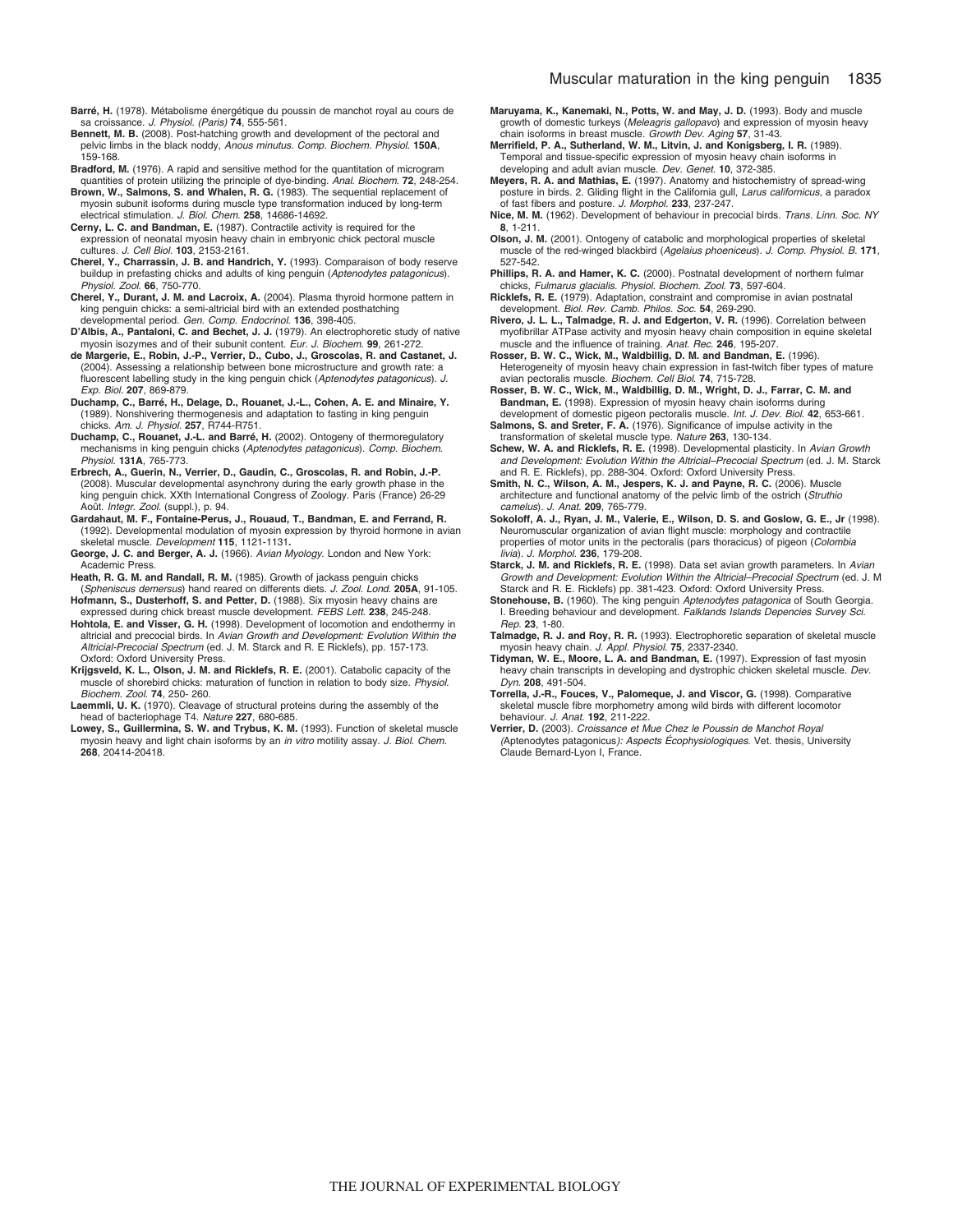**Barré, H.** (1978). Métabolisme énergétique du poussin de manchot royal au cours de sa croissance. *J. Physiol. (Paris)* **74**, 555-561.

**Bennett, M. B.** (2008). Post-hatching growth and development of the pectoral and pelvic limbs in the black noddy, *Anous minutus*. *Comp. Biochem. Physiol.* **150A**, 159-168.

**Bradford, M.** (1976). A rapid and sensitive method for the quantitation of microgram quantities of protein utilizing the principle of dye-binding. *Anal. Biochem.* **72**, 248-254.

**Brown, W., Salmons, S. and Whalen, R. G.** (1983). The sequential replacement of myosin subunit isoforms during muscle type transformation induced by long-term electrical stimulation. *J. Biol. Chem.* **258**, 14686-14692.

**Cerny, L. C. and Bandman, E.** (1987). Contractile activity is required for the expression of neonatal myosin heavy chain in embryonic chick pectoral muscle cultures. *J. Cell Biol.* **103**, 2153-2161.

**Cherel, Y., Charrassin, J. B. and Handrich, Y.** (1993). Comparaison of body reserve buildup in prefasting chicks and adults of king penguin (*Aptenodytes patagonicus*). *Physiol. Zool.* **66**, 750-770.

**Cherel, Y., Durant, J. M. and Lacroix, A.** (2004). Plasma thyroid hormone pattern in king penguin chicks: a semi-altricial bird with an extended posthatching developmental period. *Gen. Comp. Endocrinol.* **136**, 398-405.

**D'Albis, A., Pantaloni, C. and Bechet, J. J.** (1979). An electrophoretic study of native myosin isozymes and of their subunit content. *Eur. J. Biochem.* **99**, 261-272.

**de Margerie, E., Robin, J.-P., Verrier, D., Cubo, J., Groscolas, R. and Castanet, J.** (2004). Assessing a relationship between bone microstructure and growth rate: a fluorescent labelling study in the king penguin chick (*Aptenodytes patagonicus*). *J. Exp. Biol.* **207**, 869-879.

**Duchamp, C., Barré, H., Delage, D., Rouanet, J.-L., Cohen, A. E. and Minaire, Y.** (1989). Nonshivering thermogenesis and adaptation to fasting in king penguin chicks. *Am. J. Physiol.* **257**, R744-R751.

**Duchamp, C., Rouanet, J.-L. and Barré, H.** (2002). Ontogeny of thermoregulatory mechanisms in king penguin chicks (*Aptenodytes patagonicus*). *Comp. Biochem. Physiol.* **131A**, 765-773.

**Erbrech, A., Guerin, N., Verrier, D., Gaudin, C., Groscolas, R. and Robin, J.-P.** (2008). Muscular developmental asynchrony during the early growth phase in the king penguin chick. XXth International Congress of Zoology. Paris (France) 26-29 Août. *Integr. Zool.* (suppl.), p. 94.

**Gardahaut, M. F., Fontaine-Perus, J., Rouaud, T., Bandman, E. and Ferrand, R.** (1992). Developmental modulation of myosin expression by thyroid hormone in avian skeletal muscle. *Development* **115**, 1121-1131.

**George, J. C. and Berger, A. J.** (1966). *Avian Myology*. London and New York: Academic Press.

**Heath, R. G. M. and Randall, R. M.** (1985). Growth of jackass penguin chicks (*Spheniscus demersus*) hand reared on differents diets. *J. Zool. Lond.* **205A**, 91-105.

**Hofmann, S., Dusterhoff, S. and Petter, D.** (1988). Six myosin heavy chains are expressed during chick breast muscle development. *FEBS Lett.* **238**, 245-248.

**Hohtola, E. and Visser, G. H.** (1998). Development of locomotion and endothermy in altricial and precocial birds. In *Avian Growth and Development: Evolution Within the Altricial-Precocial Spectrum* (ed. J. M. Starck and R. E Ricklefs), pp. 157-173. Oxford: Oxford University Press.

**Krijgsveld, K. L., Olson, J. M. and Ricklefs, R. E.** (2001). Catabolic capacity of the muscle of shorebird chicks: maturation of function in relation to body size. *Physiol. Biochem. Zool.* **74**, 250- 260.

**Laemmli, U. K.** (1970). Cleavage of structural proteins during the assembly of the head of bacteriophage T4. *Nature* **227**, 680-685.

**Lowey, S., Guillermina, S. W. and Trybus, K. M.** (1993). Function of skeletal muscle myosin heavy and light chain isoforms by an *in vitro* motility assay. *J. Biol. Chem.* **268**, 20414-20418.

**Maruyama, K., Kanemaki, N., Potts, W. and May, J. D.** (1993). Body and muscle growth of domestic turkeys (*Meleagris gallopavo*) and expression of myosin heavy chain isoforms in breast muscle. *Growth Dev. Aging* **57**, 31-43.

**Merrifield, P. A., Sutherland, W. M., Litvin, J. and Konigsberg, I. R.** (1989). Temporal and tissue-specific expression of myosin heavy chain isoforms in developing and adult avian muscle. *Dev. Genet.* **10**, 372-385.

**Meyers, R. A. and Mathias, E.** (1997). Anatomy and histochemistry of spread-wing posture in birds. 2. Gliding flight in the California gull, *Larus californicus*, a paradox of fast fibers and posture. *J. Morphol.* **233**, 237-247.

**Nice, M. M.** (1962). Development of behaviour in precocial birds. *Trans. Linn. Soc. NY* **8**, 1-211.

**Olson, J. M.** (2001). Ontogeny of catabolic and morphological properties of skeletal muscle of the red-winged blackbird (*Agelaius phoeniceus*). *J. Comp. Physiol. B.* **171**, 527-542.

**Phillips, R. A. and Hamer, K. C.** (2000). Postnatal development of northern fulmar chicks, *Fulmarus glacialis*. *Physiol. Biochem. Zool.* **73**, 597-604.

**Ricklefs, R. E.** (1979). Adaptation, constraint and compromise in avian postnatal development. *Biol. Rev. Camb. Philos. Soc.* **54**, 269-290.

**Rivero, J. L. L., Talmadge, R. J. and Edgerton, V. R.** (1996). Correlation between myofibrillar ATPase activity and myosin heavy chain composition in equine skeletal muscle and the influence of training. *Anat. Rec.* **246**, 195-207.

**Rosser, B. W. C., Wick, M., Waldbillig, D. M. and Bandman, E.** (1996). Heterogeneity of myosin heavy chain expression in fast-twitch fiber types of mature avian pectoralis muscle. *Biochem. Cell Biol.* **74**, 715-728.

**Rosser, B. W. C., Wick, M., Waldbillig, D. M., Wright, D. J., Farrar, C. M. and Bandman, E.** (1998). Expression of myosin heavy chain isoforms during development of domestic pigeon pectoralis muscle. *Int. J. Dev. Biol.* **42**, 653-661.

**Salmons, S. and Sreter, F. A.** (1976). Significance of impulse activity in the transformation of skeletal muscle type. *Nature* **263**, 130-134.

**Schew, W. A. and Ricklefs, R. E.** (1998). Developmental plasticity. In *Avian Growth and Development: Evolution Within the Altricial–Precocial Spectrum* (ed. J. M. Starck and R. E. Ricklefs), pp. 288-304. Oxford: Oxford University Press.

**Smith, N. C., Wilson, A. M., Jespers, K. J. and Payne, R. C.** (2006). Muscle architecture and functional anatomy of the pelvic limb of the ostrich (*Struthio camelus*). *J. Anat.* **209**, 765-779.

**Sokoloff, A. J., Ryan, J. M., Valerie, E., Wilson, D. S. and Goslow, G. E., Jr** (1998). Neuromuscular organization of avian flight muscle: morphology and contractile properties of motor units in the pectoralis (pars thoracicus) of pigeon (*Colombia livia*). *J. Morphol.* **236**, 179-208.

**Starck, J. M. and Ricklefs, R. E.** (1998). Data set avian growth parameters. In *Avian Growth and Development: Evolution Within the Altricial–Precocial Spectrum* (ed. J. M Starck and R. E. Ricklefs) pp. 381-423. Oxford: Oxford University Press.

**Stonehouse, B.** (1960). The king penguin *Aptenodytes patagonica* of South Georgia. I. Breeding behaviour and development. *Falklands Islands Depencies Survey Sci. Rep.* **23**, 1-80.

**Talmadge, R. J. and Roy, R. R.** (1993). Electrophoretic separation of skeletal muscle myosin heavy chain. *J. Appl. Physiol.* **75**, 2337-2340.

**Tidyman, W. E., Moore, L. A. and Bandman, E.** (1997). Expression of fast myosin heavy chain transcripts in developing and dystrophic chicken skeletal muscle. *Dev. Dyn.* **208**, 491-504.

**Torrella, J.-R., Fouces, V., Palomeque, J. and Viscor, G.** (1998). Comparative skeletal muscle fibre morphometry among wild birds with different locomotor behaviour. *J. Anat.* **192**, 211-222.

**Verrier, D.** (2003). *Croissance et Mue Chez le Poussin de Manchot Royal (*Aptenodytes patagonicus*): Aspects Écophysiologiques*. Vet. thesis, University Claude Bernard-Lyon I, France.